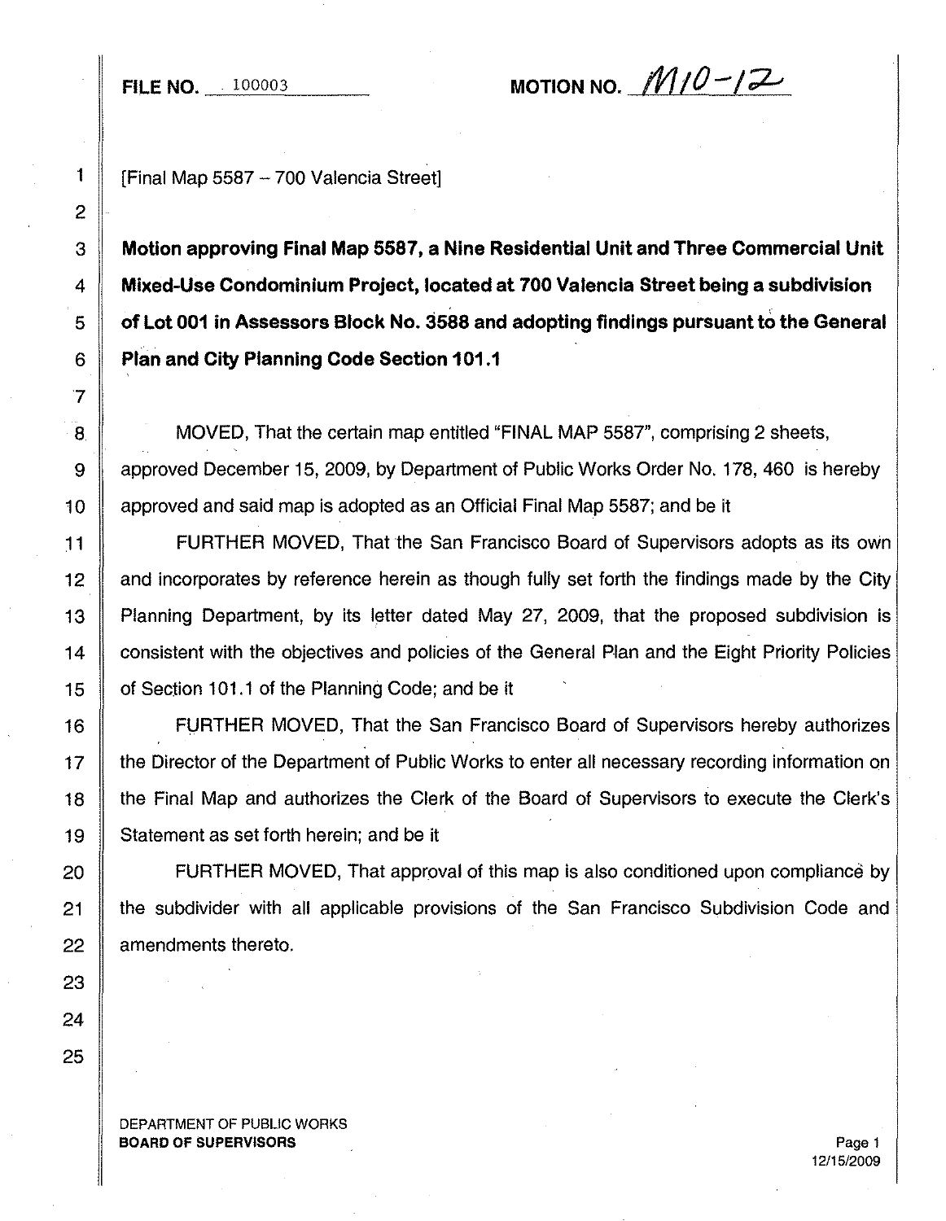**FILE NO.** 100003 **MOTION NO.** M10-12

[Final Map 5587 – 700 Valencia Street]

**Motion approving Final Map 5587, a Nine Residential Unit and Three Commercial Unit Mixed-Use Condominium Project, located at 700 Valencia Street being a subdivision of Lot 001 in Assessors Block No. 3588 and adopting findings pursuant to the General Plan and City Planning Code Section 101.1**

MOVED, That the certain map entitled "FINAL MAP 5587", comprising 2 sheets, approved December 15, 2009, by Department of Public Works Order No. 178, 460 is hereby approved and said map is adopted as an Official Final Map 5587; and be it

FURTHER MOVED, That the San Francisco Board of Supervisors adopts as its own and incorporates by reference herein as though fully set forth the findings made by the City Planning Department, by its letter dated May 27, 2009, that the proposed subdivision is consistent with the objectives and policies of the General Plan and the Eight Priority Policies of Section 101.1 of the Planning Code; and be it

FURTHER MOVED, That the San Francisco Board of Supervisors hereby authorizes the Director of the Department of Public Works to enter all necessary recording information on the Final Map and authorizes the Clerk of the Board of Supervisors to execute the Clerk's Statement as set forth herein; and be it

FURTHER MOVED, That approval of this map is also conditioned upon compliance by the subdivider with all applicable provisions of the San Francisco Subdivision Code and amendments thereto.

DEPARTMENT OF PUBLIC WORKS
**BOARD OF SUPERVISORS**

12/15/2009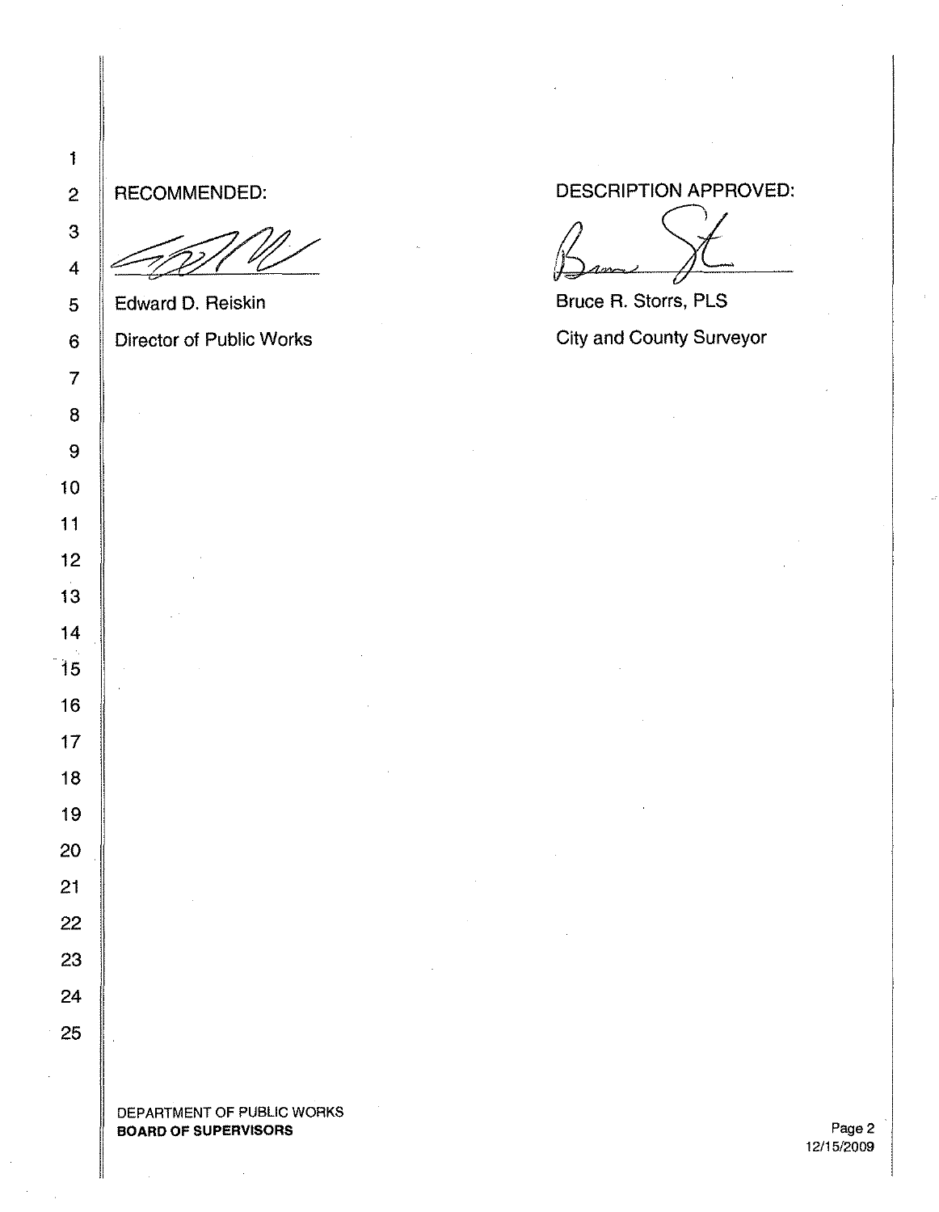RECOMMENDED:

Edward D. Reiskin

Director of Public Works

DESCRIPTION APPROVED:

Bruce R. Storrs, PLS

City and County Surveyor

DEPARTMENT OF PUBLIC WORKS
**BOARD OF SUPERVISORS**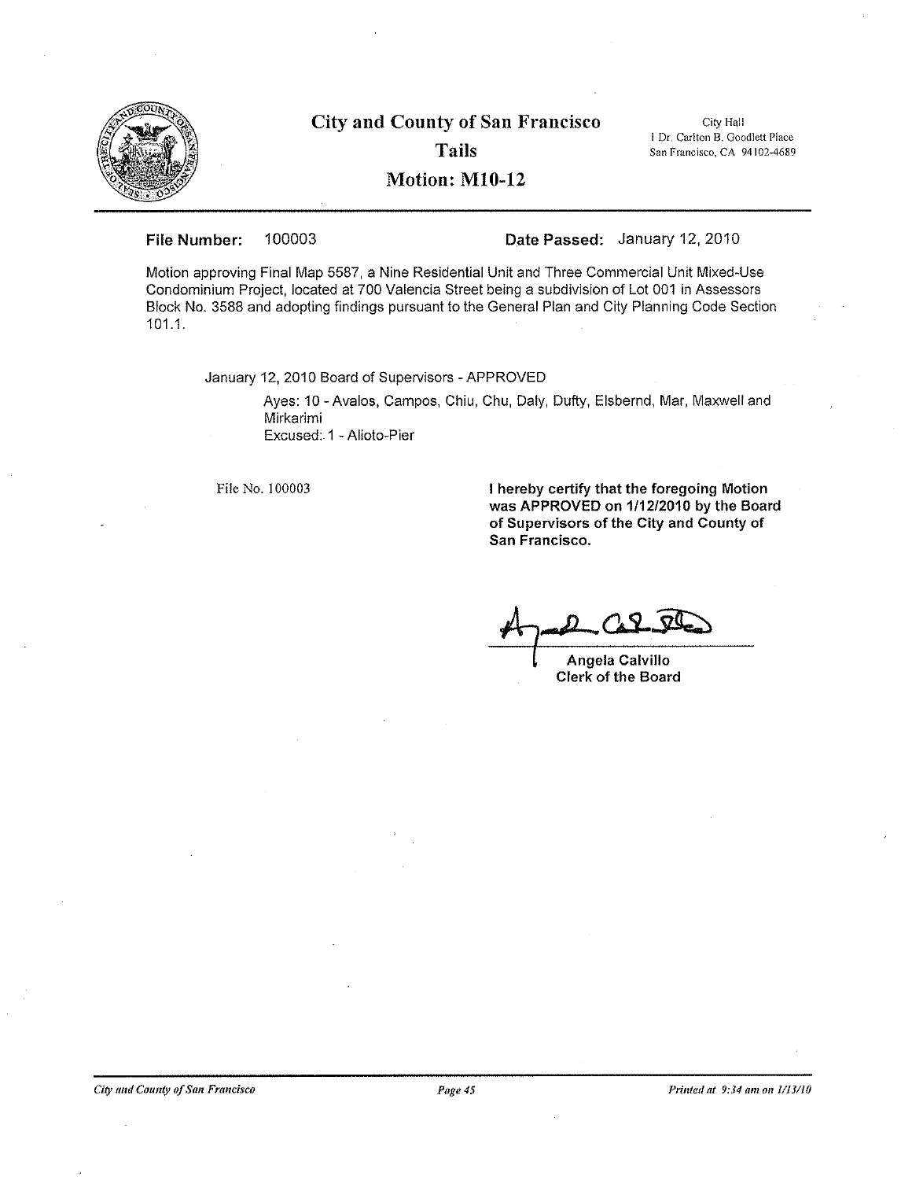# City and County of San Francisco

## Tails

## Motion: M10-12

City Hall
1 Dr. Carlton B. Goodlett Place
San Francisco, CA 94102-4689

**File Number:** 100003 **Date Passed:** January 12, 2010

Motion approving Final Map 5587, a Nine Residential Unit and Three Commercial Unit Mixed-Use Condominium Project, located at 700 Valencia Street being a subdivision of Lot 001 in Assessors Block No. 3588 and adopting findings pursuant to the General Plan and City Planning Code Section 101.1.

January 12, 2010 Board of Supervisors - APPROVED

Ayes: 10 - Avalos, Campos, Chiu, Chu, Daly, Dufty, Elsbernd, Mar, Maxwell and Mirkarimi
Excused: 1 - Alioto-Pier

File No. 100003

**I hereby certify that the foregoing Motion was APPROVED on 1/12/2010 by the Board of Supervisors of the City and County of San Francisco.**

**Angela Calvillo**
**Clerk of the Board**